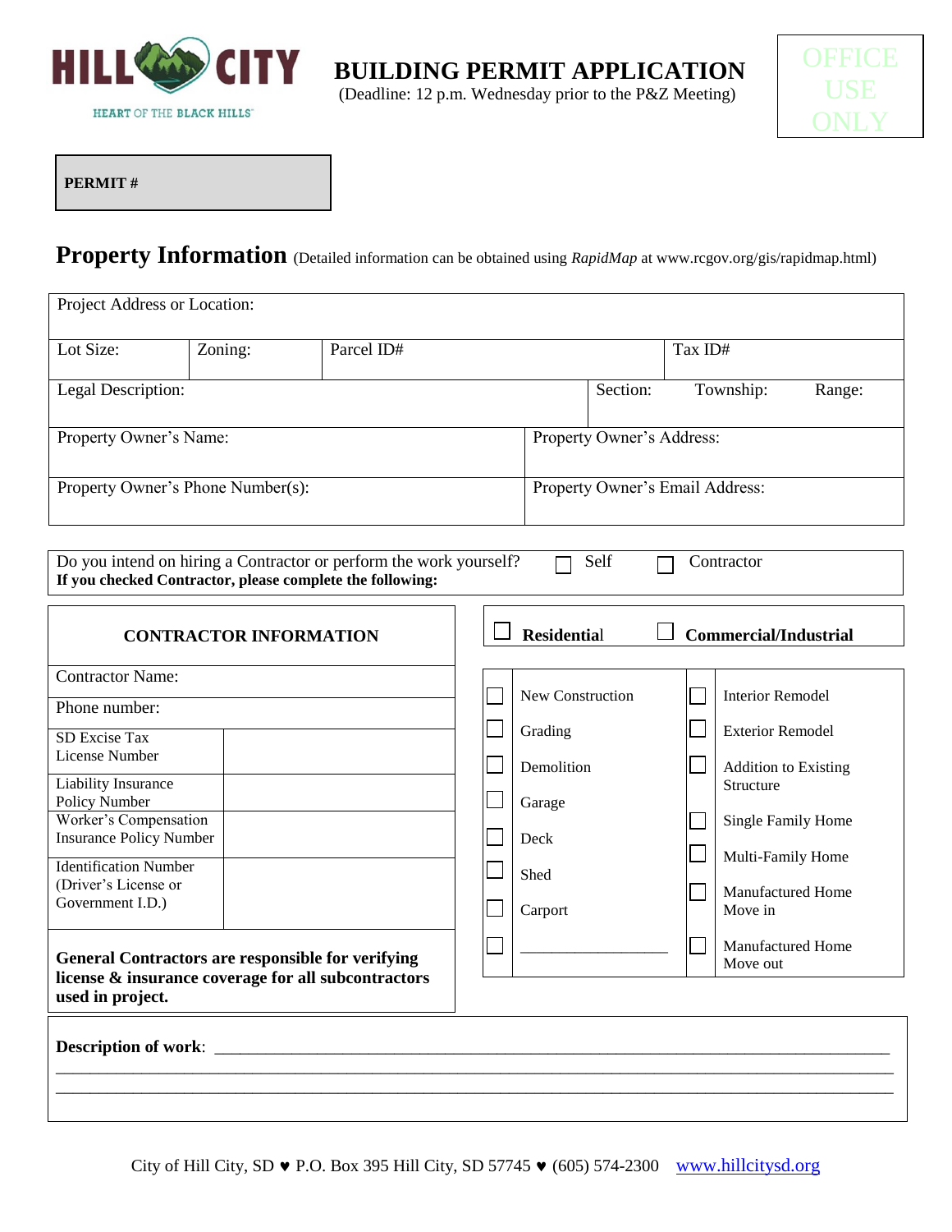HILL CITY

HEART OF THE BLACK HILLS

# BUILDING PERMIT APPLICATION

(Deadline: 12 p.m. Wednesday prior to the P&Z Meeting)

OFFICE USE ONLY

**PERMIT #**

## Property Information (Detailed information can be obtained using *RapidMap* at www.rcgov.org/gis/rapidmap.html)

| Project Address or Location: | | | |
|---|---|---|---|
| Lot Size: | Zoning: | Parcel ID# | Tax ID# |
| Legal Description: | | Section: Township: Range: | |
| Property Owner's Name: | | Property Owner's Address: | |
| Property Owner's Phone Number(s): | | Property Owner's Email Address: | |

Do you intend on hiring a Contractor or perform the work yourself? ☐ Self ☐ Contractor
**If you checked Contractor, please complete the following:**

| **CONTRACTOR INFORMATION** | |
|---|---|
| Contractor Name: | |
| Phone number: | |
| SD Excise Tax License Number | |
| Liability Insurance Policy Number | |
| Worker's Compensation Insurance Policy Number | |
| Identification Number (Driver's License or Government I.D.) | |

**General Contractors are responsible for verifying license & insurance coverage for all subcontractors used in project.**

☐ **Residential** ☐ **Commercial/Industrial**

| | | | |
|---|---|---|---|
| ☐ | New Construction | ☐ | Interior Remodel |
| ☐ | Grading | ☐ | Exterior Remodel |
| ☐ | Demolition | ☐ | Addition to Existing Structure |
| ☐ | Garage | ☐ | Single Family Home |
| ☐ | Deck | ☐ | Multi-Family Home |
| ☐ | Shed | ☐ | Manufactured Home Move in |
| ☐ | Carport | ☐ | Manufactured Home Move out |
| ☐ | ___________________ | | |

**Description of work**: ______________________________________________________________________________
________________________________________________________________________________________________
________________________________________________________________________________________________

City of Hill City, SD ♥ P.O. Box 395 Hill City, SD 57745 ♥ (605) 574-2300 www.hillcitysd.org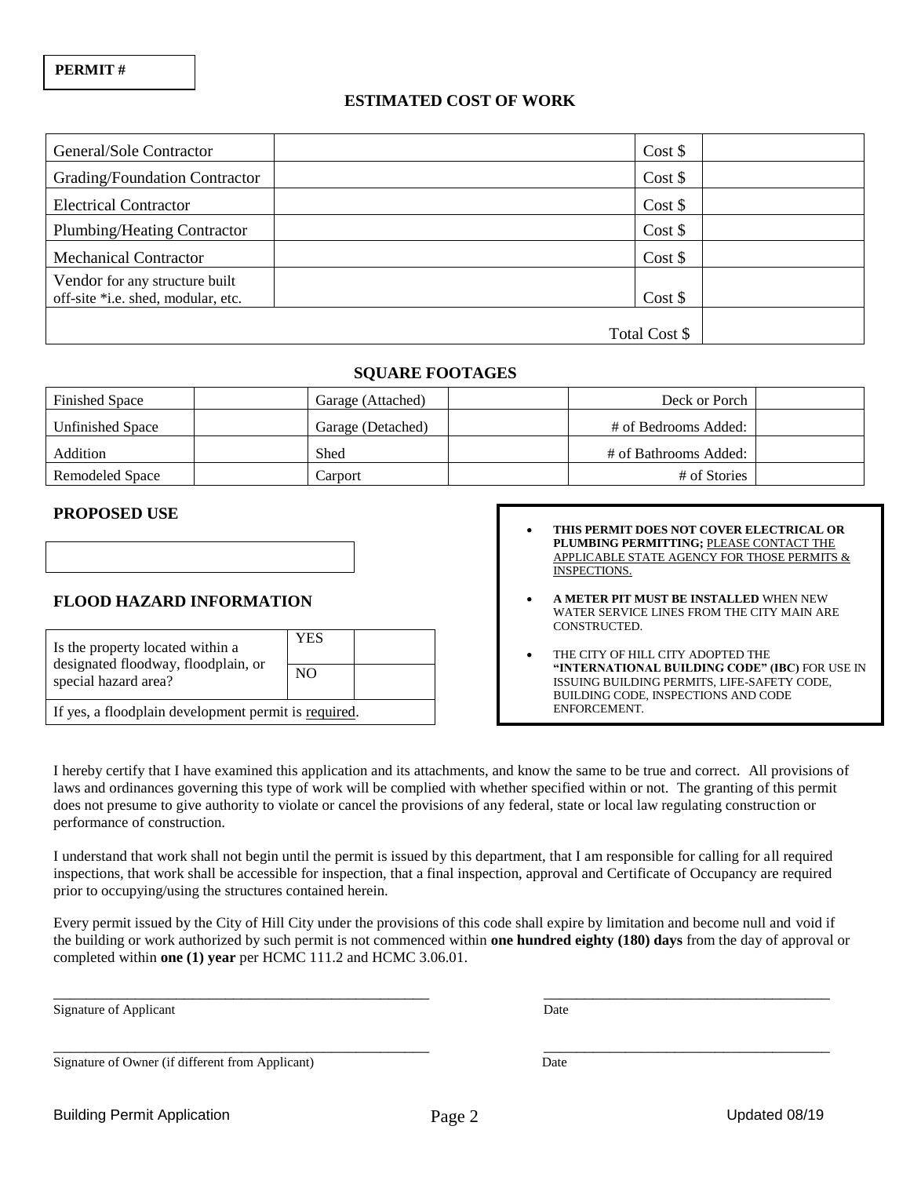**PERMIT #**

## ESTIMATED COST OF WORK

| | | | |
|---|---|---|---|
| General/Sole Contractor | | Cost $ | |
| Grading/Foundation Contractor | | Cost $ | |
| Electrical Contractor | | Cost $ | |
| Plumbing/Heating Contractor | | Cost $ | |
| Mechanical Contractor | | Cost $ | |
| Vendor for any structure built off-site *i.e. shed, modular, etc. | | Cost $ | |
| | | Total Cost $ | |

## SQUARE FOOTAGES

| | | | | | |
|---|---|---|---|---|---|
| Finished Space | | Garage (Attached) | | Deck or Porch | |
| Unfinished Space | | Garage (Detached) | | # of Bedrooms Added: | |
| Addition | | Shed | | # of Bathrooms Added: | |
| Remodeled Space | | Carport | | # of Stories | |

## PROPOSED USE

| |
|---|
| |

## FLOOD HAZARD INFORMATION

| | | |
|---|---|---|
| Is the property located within a designated floodway, floodplain, or special hazard area? | YES | |
| | NO | |
| If yes, a floodplain development permit is required. | | |

- **THIS PERMIT DOES NOT COVER ELECTRICAL OR PLUMBING PERMITTING;** PLEASE CONTACT THE APPLICABLE STATE AGENCY FOR THOSE PERMITS & INSPECTIONS.
- **A METER PIT MUST BE INSTALLED** WHEN NEW WATER SERVICE LINES FROM THE CITY MAIN ARE CONSTRUCTED.
- THE CITY OF HILL CITY ADOPTED THE **"INTERNATIONAL BUILDING CODE" (IBC)** FOR USE IN ISSUING BUILDING PERMITS, LIFE-SAFETY CODE, BUILDING CODE, INSPECTIONS AND CODE ENFORCEMENT.

I hereby certify that I have examined this application and its attachments, and know the same to be true and correct. All provisions of laws and ordinances governing this type of work will be complied with whether specified within or not. The granting of this permit does not presume to give authority to violate or cancel the provisions of any federal, state or local law regulating construction or performance of construction.

I understand that work shall not begin until the permit is issued by this department, that I am responsible for calling for all required inspections, that work shall be accessible for inspection, that a final inspection, approval and Certificate of Occupancy are required prior to occupying/using the structures contained herein.

Every permit issued by the City of Hill City under the provisions of this code shall expire by limitation and become null and void if the building or work authorized by such permit is not commenced within **one hundred eighty (180) days** from the day of approval or completed within **one (1) year** per HCMC 111.2 and HCMC 3.06.01.

_______________________________________________ _______________________________

Signature of Applicant Date

_______________________________________________ _______________________________

Signature of Owner (if different from Applicant) Date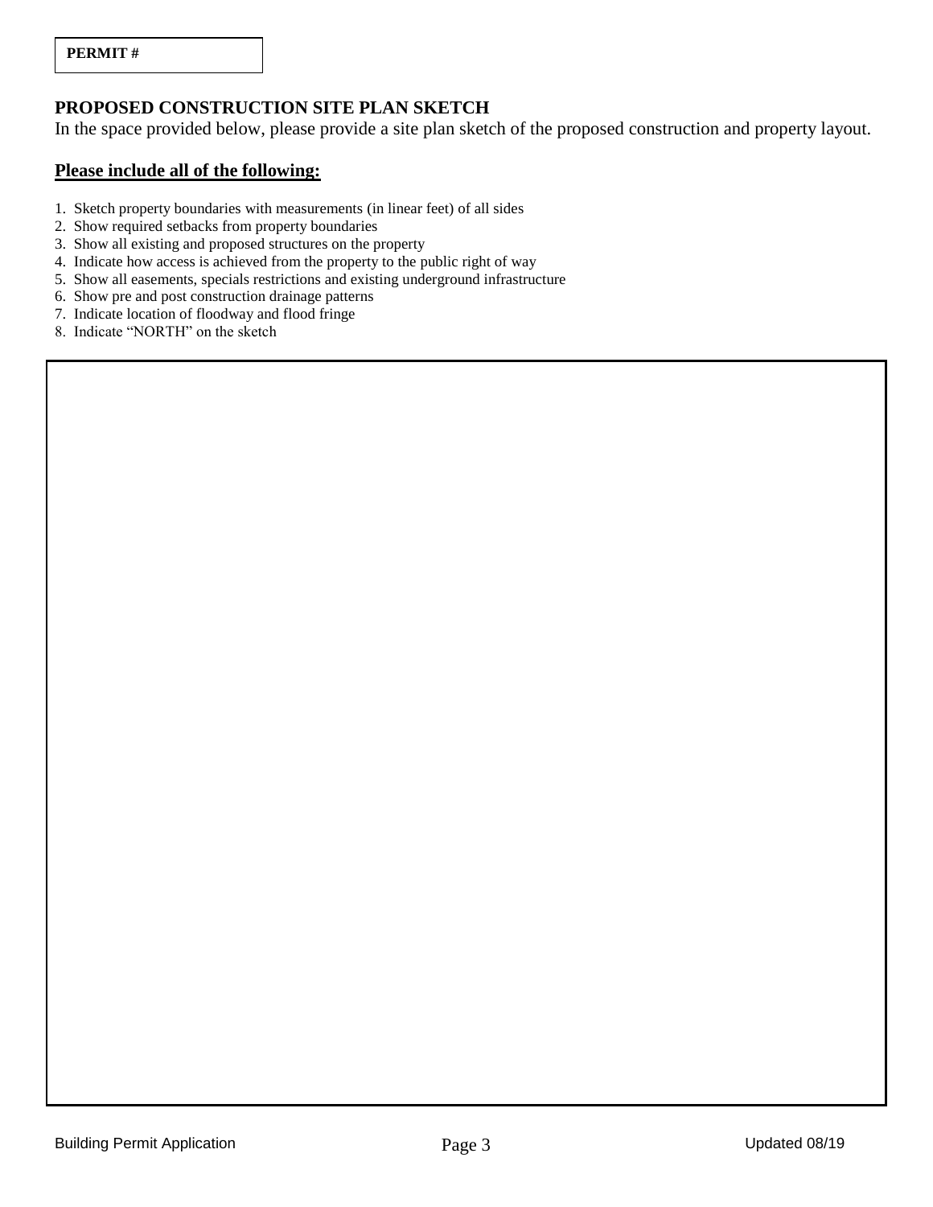| PERMIT # |
| --- |

## PROPOSED CONSTRUCTION SITE PLAN SKETCH

In the space provided below, please provide a site plan sketch of the proposed construction and property layout.

**Please include all of the following:**

1. Sketch property boundaries with measurements (in linear feet) of all sides
2. Show required setbacks from property boundaries
3. Show all existing and proposed structures on the property
4. Indicate how access is achieved from the property to the public right of way
5. Show all easements, specials restrictions and existing underground infrastructure
6. Show pre and post construction drainage patterns
7. Indicate location of floodway and flood fringe
8. Indicate "NORTH" on the sketch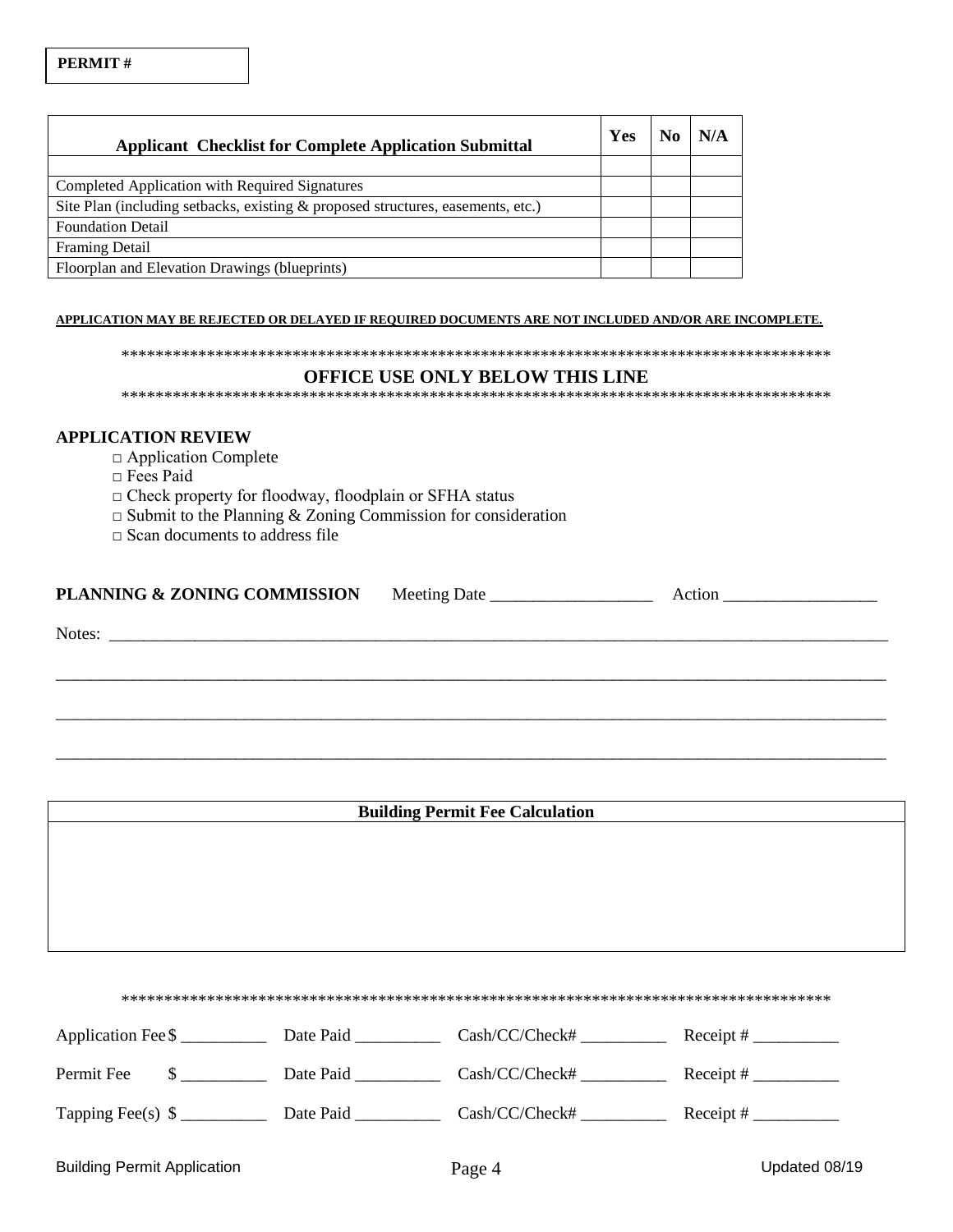**PERMIT #**

| Applicant Checklist for Complete Application Submittal | Yes | No | N/A |
|---|---|---|---|
| | | | |
| Completed Application with Required Signatures | | | |
| Site Plan (including setbacks, existing & proposed structures, easements, etc.) | | | |
| Foundation Detail | | | |
| Framing Detail | | | |
| Floorplan and Elevation Drawings (blueprints) | | | |

**APPLICATION MAY BE REJECTED OR DELAYED IF REQUIRED DOCUMENTS ARE NOT INCLUDED AND/OR ARE INCOMPLETE.**

*******************************************************************************************

**OFFICE USE ONLY BELOW THIS LINE**

*******************************************************************************************

**APPLICATION REVIEW**

- □ Application Complete
- □ Fees Paid
- □ Check property for floodway, floodplain or SFHA status
- □ Submit to the Planning & Zoning Commission for consideration
- □ Scan documents to address file

**PLANNING & ZONING COMMISSION** Meeting Date ___________________ Action __________________

Notes: ________________________________________________________________________________________

__________________________________________________________________________________________________

__________________________________________________________________________________________________

__________________________________________________________________________________________________

| Building Permit Fee Calculation |
|---|
| |

*******************************************************************************************

Application Fee $ __________ Date Paid __________ Cash/CC/Check# __________ Receipt # __________

Permit Fee $ __________ Date Paid __________ Cash/CC/Check# __________ Receipt # __________

Tapping Fee(s) $ __________ Date Paid __________ Cash/CC/Check# __________ Receipt # __________